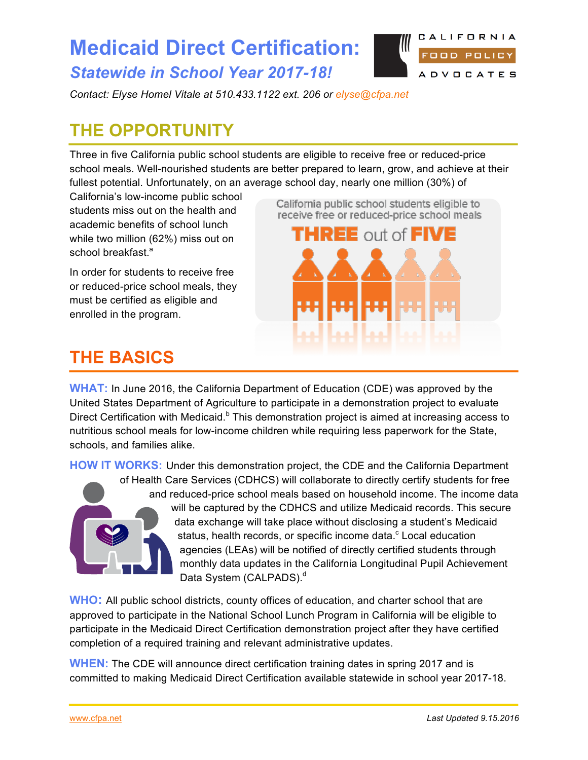# Medicaid Direct Certification:

## *Statewide in School Year 2017-18!*

*Contact: Elyse Homel Vitale at 510.433.1122 ext. 206 or elyse@cfpa.net*

## THE OPPORTUNITY

Three in five California public school students are eligible to receive free or reduced-price school meals. Well-nourished students are better prepared to learn, grow, and achieve at their fullest potential. Unfortunately, on an average school day, nearly one million (30%) of California's low-income public school students miss out on the health and academic benefits of school lunch while two million (62%) miss out on school breakfast.[a]

In order for students to receive free or reduced-price school meals, they must be certified as eligible and enrolled in the program.

California public school students eligible to receive free or reduced-price school meals

**THREE** out of **FIVE**

## THE BASICS

**WHAT:** In June 2016, the California Department of Education (CDE) was approved by the United States Department of Agriculture to participate in a demonstration project to evaluate Direct Certification with Medicaid.[b] This demonstration project is aimed at increasing access to nutritious school meals for low-income children while requiring less paperwork for the State, schools, and families alike.

**HOW IT WORKS:** Under this demonstration project, the CDE and the California Department of Health Care Services (CDHCS) will collaborate to directly certify students for free and reduced-price school meals based on household income. The income data will be captured by the CDHCS and utilize Medicaid records. This secure data exchange will take place without disclosing a student's Medicaid status, health records, or specific income data.[c] Local education agencies (LEAs) will be notified of directly certified students through monthly data updates in the California Longitudinal Pupil Achievement Data System (CALPADS).[d]

**WHO:** All public school districts, county offices of education, and charter school that are approved to participate in the National School Lunch Program in California will be eligible to participate in the Medicaid Direct Certification demonstration project after they have certified completion of a required training and relevant administrative updates.

**WHEN:** The CDE will announce direct certification training dates in spring 2017 and is committed to making Medicaid Direct Certification available statewide in school year 2017-18.

www.cfpa.net

*Last Updated 9.15.2016*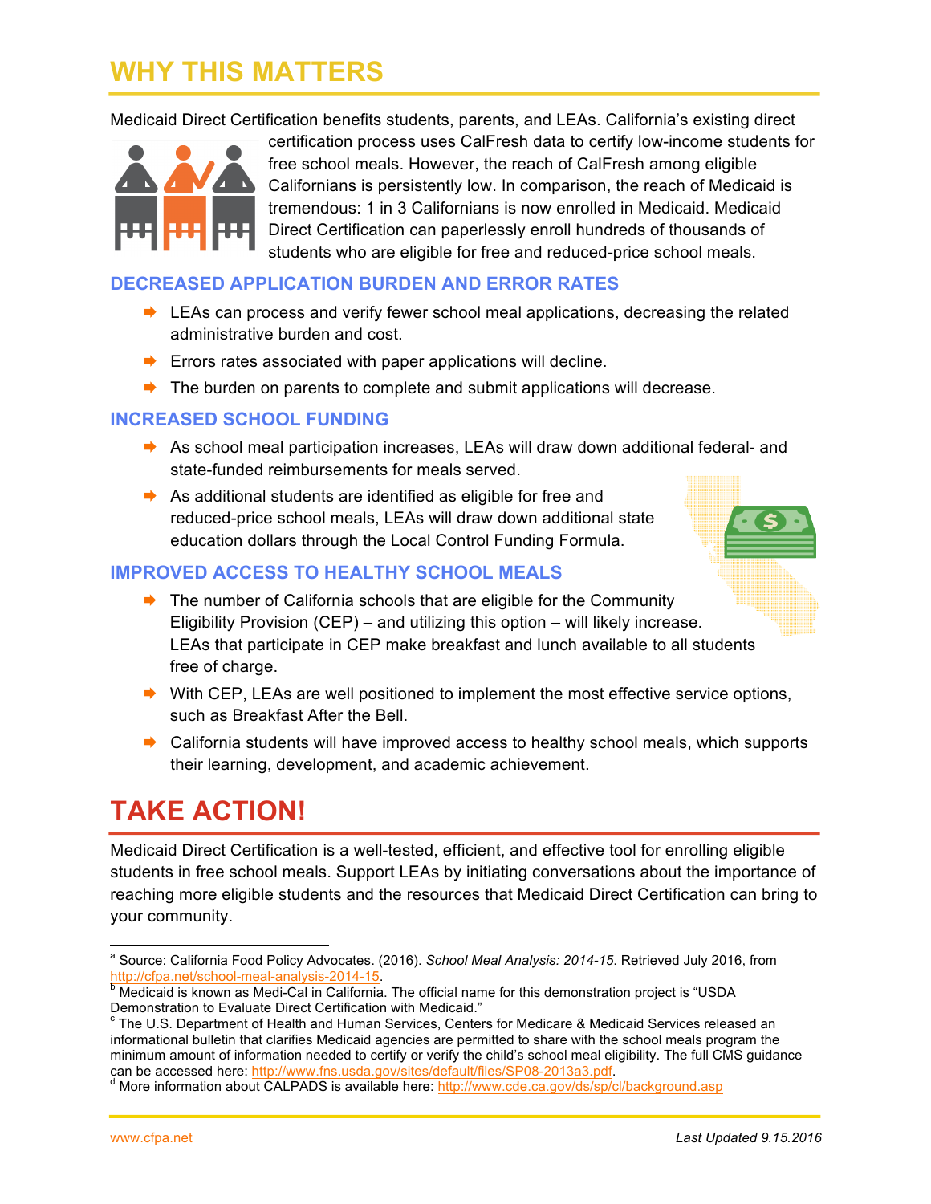# WHY THIS MATTERS

Medicaid Direct Certification benefits students, parents, and LEAs. California's existing direct certification process uses CalFresh data to certify low-income students for free school meals. However, the reach of CalFresh among eligible Californians is persistently low. In comparison, the reach of Medicaid is tremendous: 1 in 3 Californians is now enrolled in Medicaid. Medicaid Direct Certification can paperlessly enroll hundreds of thousands of students who are eligible for free and reduced-price school meals.

### DECREASED APPLICATION BURDEN AND ERROR RATES

- LEAs can process and verify fewer school meal applications, decreasing the related administrative burden and cost.
- Errors rates associated with paper applications will decline.
- The burden on parents to complete and submit applications will decrease.

### INCREASED SCHOOL FUNDING

- As school meal participation increases, LEAs will draw down additional federal- and state-funded reimbursements for meals served.
- As additional students are identified as eligible for free and reduced-price school meals, LEAs will draw down additional state education dollars through the Local Control Funding Formula.

### IMPROVED ACCESS TO HEALTHY SCHOOL MEALS

- The number of California schools that are eligible for the Community Eligibility Provision (CEP) – and utilizing this option – will likely increase. LEAs that participate in CEP make breakfast and lunch available to all students free of charge.
- With CEP, LEAs are well positioned to implement the most effective service options, such as Breakfast After the Bell.
- California students will have improved access to healthy school meals, which supports their learning, development, and academic achievement.

# TAKE ACTION!

Medicaid Direct Certification is a well-tested, efficient, and effective tool for enrolling eligible students in free school meals. Support LEAs by initiating conversations about the importance of reaching more eligible students and the resources that Medicaid Direct Certification can bring to your community.

---

[a] Source: California Food Policy Advocates. (2016). *School Meal Analysis: 2014-15*. Retrieved July 2016, from http://cfpa.net/school-meal-analysis-2014-15.

[b] Medicaid is known as Medi-Cal in California. The official name for this demonstration project is "USDA Demonstration to Evaluate Direct Certification with Medicaid."

[c] The U.S. Department of Health and Human Services, Centers for Medicare & Medicaid Services released an informational bulletin that clarifies Medicaid agencies are permitted to share with the school meals program the minimum amount of information needed to certify or verify the child's school meal eligibility. The full CMS guidance can be accessed here: http://www.fns.usda.gov/sites/default/files/SP08-2013a3.pdf.

[d] More information about CALPADS is available here: http://www.cde.ca.gov/ds/sp/cl/background.asp

www.cfpa.net *Last Updated 9.15.2016*